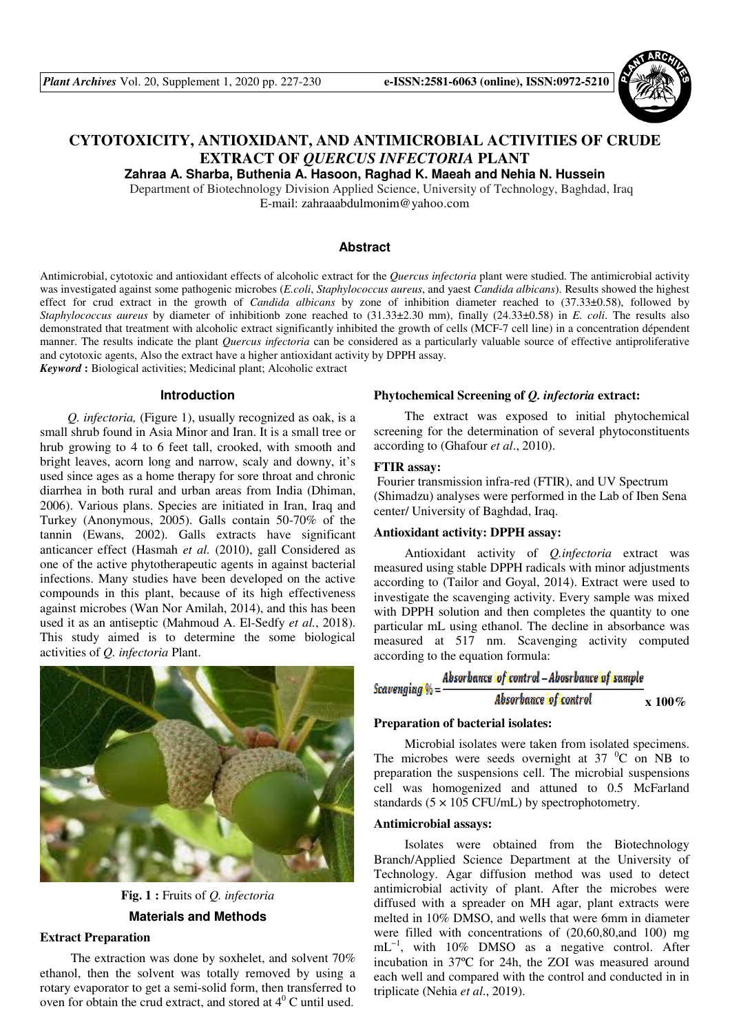# CYTOTOXICITY, ANTIOXIDANT, AND ANTIMICROBIAL ACTIVITIES OF CRUDE EXTRACT OF *QUERCUS INFECTORIA* PLANT

**Zahraa A. Sharba, Buthenia A. Hasoon, Raghad K. Maeah and Nehia N. Hussein**

Department of Biotechnology Division Applied Science, University of Technology, Baghdad, Iraq
E-mail: zahraaabdulmonim@yahoo.com

## Abstract

Antimicrobial, cytotoxic and antioxidant effects of alcoholic extract for the *Quercus infectoria* plant were studied. The antimicrobial activity was investigated against some pathogenic microbes (*E.coli*, *Staphylococcus aureus*, and yaest *Candida albicans*). Results showed the highest effect for crud extract in the growth of *Candida albicans* by zone of inhibition diameter reached to (37.33±0.58), followed by *Staphylococcus aureus* by diameter of inhibitionb zone reached to (31.33±2.30 mm), finally (24.33±0.58) in *E. coli*. The results also demonstrated that treatment with alcoholic extract significantly inhibited the growth of cells (MCF-7 cell line) in a concentration dépendent manner. The results indicate the plant *Quercus infectoria* can be considered as a particularly valuable source of effective antiproliferative and cytotoxic agents, Also the extract have a higher antioxidant activity by DPPH assay.

***Keyword*** **:** Biological activities; Medicinal plant; Alcoholic extract

## Introduction

*Q. infectoria,* (Figure 1), usually recognized as oak, is a small shrub found in Asia Minor and Iran. It is a small tree or hrub growing to 4 to 6 feet tall, crooked, with smooth and bright leaves, acorn long and narrow, scaly and downy, it's used since ages as a home therapy for sore throat and chronic diarrhea in both rural and urban areas from India (Dhiman, 2006). Various plans. Species are initiated in Iran, Iraq and Turkey (Anonymous, 2005). Galls contain 50-70% of the tannin (Ewans, 2002). Galls extracts have significant anticancer effect (Hasmah *et al.* (2010), gall Considered as one of the active phytotherapeutic agents in against bacterial infections. Many studies have been developed on the active compounds in this plant, because of its high effectiveness against microbes (Wan Nor Amilah, 2014), and this has been used it as an antiseptic (Mahmoud A. El-Sedfy *et al.*, 2018). This study aimed is to determine the some biological activities of *Q. infectoria* Plant.

**Fig. 1 :** Fruits of *Q. infectoria*

## Materials and Methods

### Extract Preparation

The extraction was done by soxhelet, and solvent 70% ethanol, then the solvent was totally removed by using a rotary evaporator to get a semi-solid form, then transferred to oven for obtain the crud extract, and stored at $4^0$ C until used.

### Phytochemical Screening of *Q. infectoria* extract:

The extract was exposed to initial phytochemical screening for the determination of several phytoconstituents according to (Ghafour *et al*., 2010).

### FTIR assay:

Fourier transmission infra-red (FTIR), and UV Spectrum (Shimadzu) analyses were performed in the Lab of Iben Sena center/ University of Baghdad, Iraq.

### Antioxidant activity: DPPH assay:

Antioxidant activity of *Q.infectoria* extract was measured using stable DPPH radicals with minor adjustments according to (Tailor and Goyal, 2014). Extract were used to investigate the scavenging activity. Every sample was mixed with DPPH solution and then completes the quantity to one particular mL using ethanol. The decline in absorbance was measured at 517 nm. Scavenging activity computed according to the equation formula:

$$\text{Scavenging \%} = \frac{\text{Absorbance of control} - \text{Absorbance of sample}}{\text{Absorbance of control}} \times 100\%$$

### Preparation of bacterial isolates:

Microbial isolates were taken from isolated specimens. The microbes were seeds overnight at 37 $^0$C on NB to preparation the suspensions cell. The microbial suspensions cell was homogenized and attuned to 0.5 McFarland standards (5 × 105 CFU/mL) by spectrophotometry.

### Antimicrobial assays:

Isolates were obtained from the Biotechnology Branch/Applied Science Department at the University of Technology. Agar diffusion method was used to detect antimicrobial activity of plant. After the microbes were diffused with a spreader on MH agar, plant extracts were melted in 10% DMSO, and wells that were 6mm in diameter were filled with concentrations of (20,60,80,and 100) mg $mL^{-1}$, with 10% DMSO as a negative control. After incubation in 37ºC for 24h, the ZOI was measured around each well and compared with the control and conducted in in triplicate (Nehia *et al*., 2019).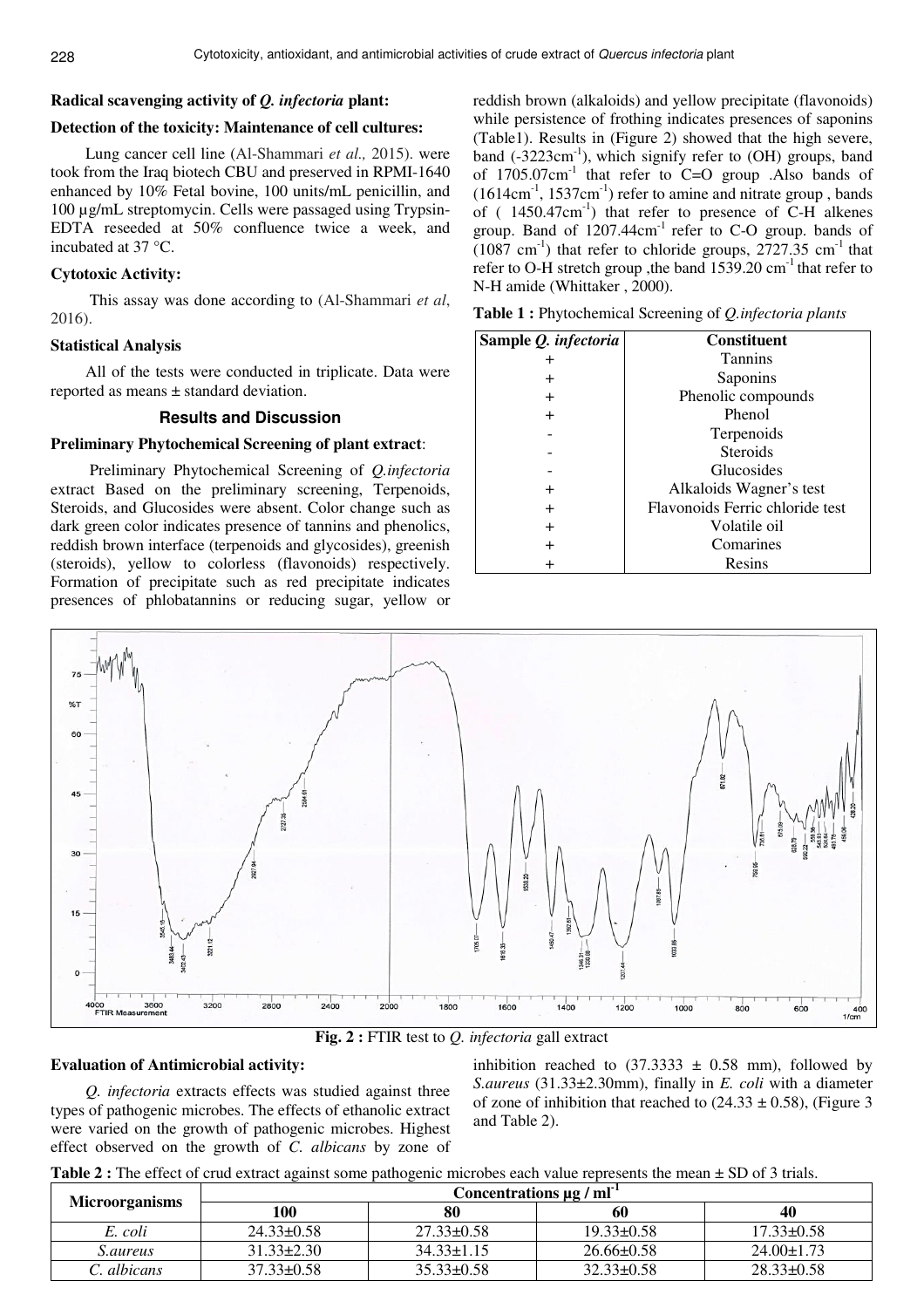### Radical scavenging activity of *Q. infectoria* plant:

### Detection of the toxicity: Maintenance of cell cultures:

Lung cancer cell line (Al-Shammari *et al.,* 2015). were took from the Iraq biotech CBU and preserved in RPMI-1640 enhanced by 10% Fetal bovine, 100 units/mL penicillin, and 100 µg/mL streptomycin. Cells were passaged using Trypsin-EDTA reseeded at 50% confluence twice a week, and incubated at 37 °C.

### Cytotoxic Activity:

This assay was done according to (Al-Shammari *et al*, 2016).

### Statistical Analysis

All of the tests were conducted in triplicate. Data were reported as means ± standard deviation.

## Results and Discussion

### Preliminary Phytochemical Screening of plant extract:

Preliminary Phytochemical Screening of *Q.infectoria* extract Based on the preliminary screening, Terpenoids, Steroids, and Glucosides were absent. Color change such as dark green color indicates presence of tannins and phenolics, reddish brown interface (terpenoids and glycosides), greenish (steroids), yellow to colorless (flavonoids) respectively. Formation of precipitate such as red precipitate indicates presences of phlobatannins or reducing sugar, yellow or reddish brown (alkaloids) and yellow precipitate (flavonoids) while persistence of frothing indicates presences of saponins (Table1). Results in (Figure 2) showed that the high severe, band (-3223cm$^{-1}$), which signify refer to (OH) groups, band of 1705.07cm$^{-1}$ that refer to C=O group .Also bands of (1614cm$^{-1}$, 1537cm$^{-1}$) refer to amine and nitrate group , bands of ( 1450.47cm$^{-1}$) that refer to presence of C-H alkenes group. Band of 1207.44cm$^{-1}$ refer to C-O group. bands of (1087 cm$^{-1}$) that refer to chloride groups, 2727.35 cm$^{-1}$ that refer to O-H stretch group ,the band 1539.20 cm$^{-1}$ that refer to N-H amide (Whittaker , 2000).

**Table 1 :** Phytochemical Screening of *Q.infectoria plants*

| Sample *Q. infectoria* | Constituent |
|---|---|
| + | Tannins |
| + | Saponins |
| + | Phenolic compounds |
| + | Phenol |
| - | Terpenoids |
| - | Steroids |
| - | Glucosides |
| + | Alkaloids Wagner's test |
| + | Flavonoids Ferric chloride test |
| + | Volatile oil |
| + | Comarines |
| + | Resins |

**Fig. 2 :** FTIR test to *Q. infectoria* gall extract

### Evaluation of Antimicrobial activity:

*Q. infectoria* extracts effects was studied against three types of pathogenic microbes. The effects of ethanolic extract were varied on the growth of pathogenic microbes. Highest effect observed on the growth of *C. albicans* by zone of inhibition reached to (37.3333 ± 0.58 mm), followed by *S.aureus* (31.33±2.30mm), finally in *E. coli* with a diameter of zone of inhibition that reached to (24.33 ± 0.58), (Figure 3 and Table 2).

**Table 2 :** The effect of crud extract against some pathogenic microbes each value represents the mean ± SD of 3 trials.

| Microorganisms | Concentrations µg / ml$^{-1}$ | | | |
|---|---|---|---|---|
| | 100 | 80 | 60 | 40 |
| *E. coli* | 24.33±0.58 | 27.33±0.58 | 19.33±0.58 | 17.33±0.58 |
| *S.aureus* | 31.33±2.30 | 34.33±1.15 | 26.66±0.58 | 24.00±1.73 |
| *C. albicans* | 37.33±0.58 | 35.33±0.58 | 32.33±0.58 | 28.33±0.58 |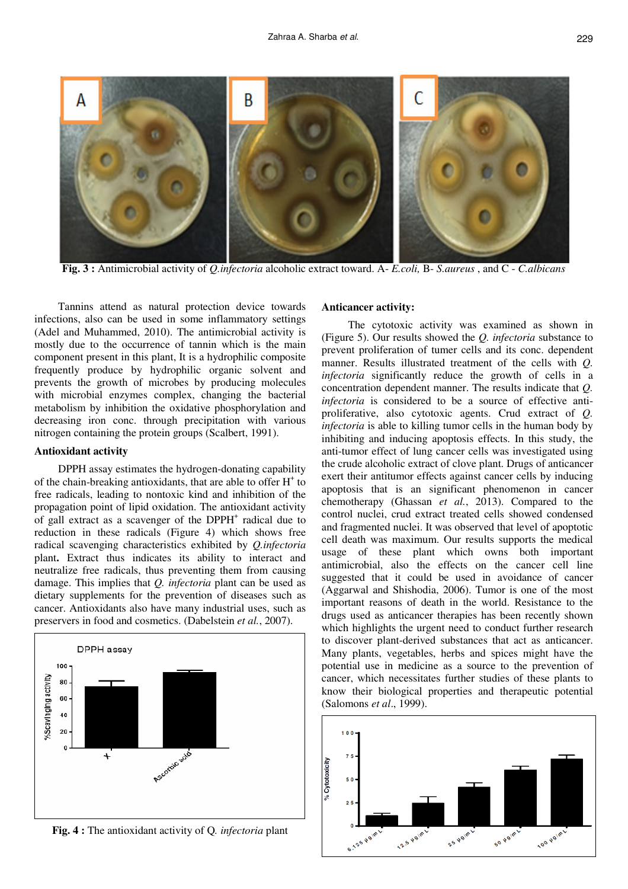**Fig. 3 :** Antimicrobial activity of *Q.infectoria* alcoholic extract toward. A- *E.coli,* B- *S.aureus* , and C - *C.albicans*

Tannins attend as natural protection device towards infections, also can be used in some inflammatory settings (Adel and Muhammed, 2010). The antimicrobial activity is mostly due to the occurrence of tannin which is the main component present in this plant, It is a hydrophilic composite frequently produce by hydrophilic organic solvent and prevents the growth of microbes by producing molecules with microbial enzymes complex, changing the bacterial metabolism by inhibition the oxidative phosphorylation and decreasing iron conc. through precipitation with various nitrogen containing the protein groups (Scalbert, 1991).

### Antioxidant activity

DPPH assay estimates the hydrogen-donating capability of the chain-breaking antioxidants, that are able to offer $H^+$ to free radicals, leading to nontoxic kind and inhibition of the propagation point of lipid oxidation. The antioxidant activity of gall extract as a scavenger of the $DPPH^+$ radical due to reduction in these radicals (Figure 4) which shows free radical scavenging characteristics exhibited by *Q.infectoria* plant**.** Extract thus indicates its ability to interact and neutralize free radicals, thus preventing them from causing damage. This implies that *Q. infectoria* plant can be used as dietary supplements for the prevention of diseases such as cancer. Antioxidants also have many industrial uses, such as preservers in food and cosmetics. (Dabelstein *et al.*, 2007).

**Fig. 4 :** The antioxidant activity of Q*. infectoria* plant

### Anticancer activity:

The cytotoxic activity was examined as shown in (Figure 5). Our results showed the *Q. infectoria* substance to prevent proliferation of tumer cells and its conc. dependent manner. Results illustrated treatment of the cells with *Q. infectoria* significantly reduce the growth of cells in a concentration dependent manner. The results indicate that *Q. infectoria* is considered to be a source of effective anti-proliferative, also cytotoxic agents. Crud extract of *Q. infectoria* is able to killing tumor cells in the human body by inhibiting and inducing apoptosis effects. In this study, the anti-tumor effect of lung cancer cells was investigated using the crude alcoholic extract of clove plant. Drugs of anticancer exert their antitumor effects against cancer cells by inducing apoptosis that is an significant phenomenon in cancer chemotherapy (Ghassan *et al.*, 2013). Compared to the control nuclei, crud extract treated cells showed condensed and fragmented nuclei. It was observed that level of apoptotic cell death was maximum. Our results supports the medical usage of these plant which owns both important antimicrobial, also the effects on the cancer cell line suggested that it could be used in avoidance of cancer (Aggarwal and Shishodia, 2006). Tumor is one of the most important reasons of death in the world. Resistance to the drugs used as anticancer therapies has been recently shown which highlights the urgent need to conduct further research to discover plant-derived substances that act as anticancer. Many plants, vegetables, herbs and spices might have the potential use in medicine as a source to the prevention of cancer, which necessitates further studies of these plants to know their biological properties and therapeutic potential (Salomons *et al*., 1999).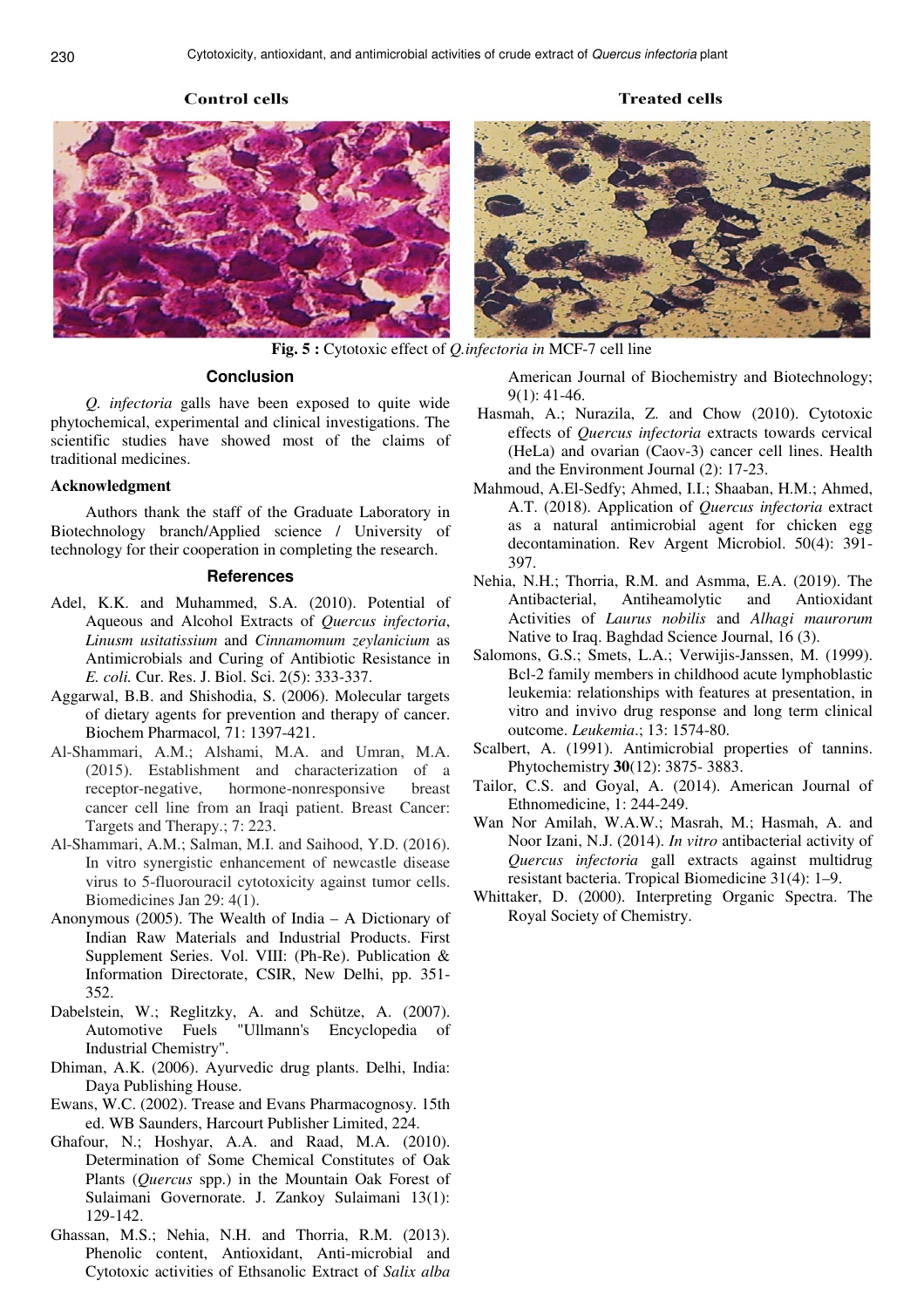Control cells

Treated cells

**Fig. 5 :** Cytotoxic effect of *Q.infectoria in* MCF-7 cell line

## Conclusion

*Q. infectoria* galls have been exposed to quite wide phytochemical, experimental and clinical investigations. The scientific studies have showed most of the claims of traditional medicines.

### Acknowledgment

Authors thank the staff of the Graduate Laboratory in Biotechnology branch/Applied science / University of technology for their cooperation in completing the research.

## References

Adel, K.K. and Muhammed, S.A. (2010). Potential of Aqueous and Alcohol Extracts of *Quercus infectoria*, *Linusm usitatissium* and *Cinnamomum zeylanicium* as Antimicrobials and Curing of Antibiotic Resistance in *E. coli.* Cur. Res. J. Biol. Sci. 2(5): 333-337.

Aggarwal, B.B. and Shishodia, S. (2006). Molecular targets of dietary agents for prevention and therapy of cancer. Biochem Pharmacol*,* 71: 1397-421.

Al-Shammari, A.M.; Alshami, M.A. and Umran, M.A. (2015). Establishment and characterization of a receptor-negative, hormone-nonresponsive breast cancer cell line from an Iraqi patient. Breast Cancer: Targets and Therapy.; 7: 223.

Al-Shammari, A.M.; Salman, M.I. and Saihood, Y.D. (2016). In vitro synergistic enhancement of newcastle disease virus to 5-fluorouracil cytotoxicity against tumor cells. Biomedicines Jan 29: 4(1).

Anonymous (2005). The Wealth of India – A Dictionary of Indian Raw Materials and Industrial Products. First Supplement Series. Vol. VIII: (Ph-Re). Publication & Information Directorate, CSIR, New Delhi, pp. 351-352.

Dabelstein, W.; Reglitzky, A. and Schütze, A. (2007). Automotive Fuels "Ullmann's Encyclopedia of Industrial Chemistry".

Dhiman, A.K. (2006). Ayurvedic drug plants. Delhi, India: Daya Publishing House.

Ewans, W.C. (2002). Trease and Evans Pharmacognosy. 15th ed. WB Saunders, Harcourt Publisher Limited, 224.

Ghafour, N.; Hoshyar, A.A. and Raad, M.A. (2010). Determination of Some Chemical Constitutes of Oak Plants (*Quercus* spp.) in the Mountain Oak Forest of Sulaimani Governorate. J. Zankoy Sulaimani 13(1): 129-142.

Ghassan, M.S.; Nehia, N.H. and Thorria, R.M. (2013). Phenolic content, Antioxidant, Anti-microbial and Cytotoxic activities of Ethsanolic Extract of *Salix alba* American Journal of Biochemistry and Biotechnology; 9(1): 41-46.

Hasmah, A.; Nurazila, Z. and Chow (2010). Cytotoxic effects of *Quercus infectoria* extracts towards cervical (HeLa) and ovarian (Caov-3) cancer cell lines. Health and the Environment Journal (2): 17-23.

Mahmoud, A.El-Sedfy; Ahmed, I.I.; Shaaban, H.M.; Ahmed, A.T. (2018). Application of *Quercus infectoria* extract as a natural antimicrobial agent for chicken egg decontamination. Rev Argent Microbiol. 50(4): 391-397.

Nehia, N.H.; Thorria, R.M. and Asmma, E.A. (2019). The Antibacterial, Antiheamolytic and Antioxidant Activities of *Laurus nobilis* and *Alhagi maurorum* Native to Iraq. Baghdad Science Journal, 16 (3).

Salomons, G.S.; Smets, L.A.; Verwijis-Janssen, M. (1999). Bcl-2 family members in childhood acute lymphoblastic leukemia: relationships with features at presentation, in vitro and invivo drug response and long term clinical outcome. *Leukemia*.; 13: 1574-80.

Scalbert, A. (1991). Antimicrobial properties of tannins. Phytochemistry **30**(12): 3875- 3883.

Tailor, C.S. and Goyal, A. (2014). American Journal of Ethnomedicine, 1: 244-249.

Wan Nor Amilah, W.A.W.; Masrah, M.; Hasmah, A. and Noor Izani, N.J. (2014). *In vitro* antibacterial activity of *Quercus infectoria* gall extracts against multidrug resistant bacteria. Tropical Biomedicine 31(4): 1–9.

Whittaker, D. (2000). Interpreting Organic Spectra. The Royal Society of Chemistry.